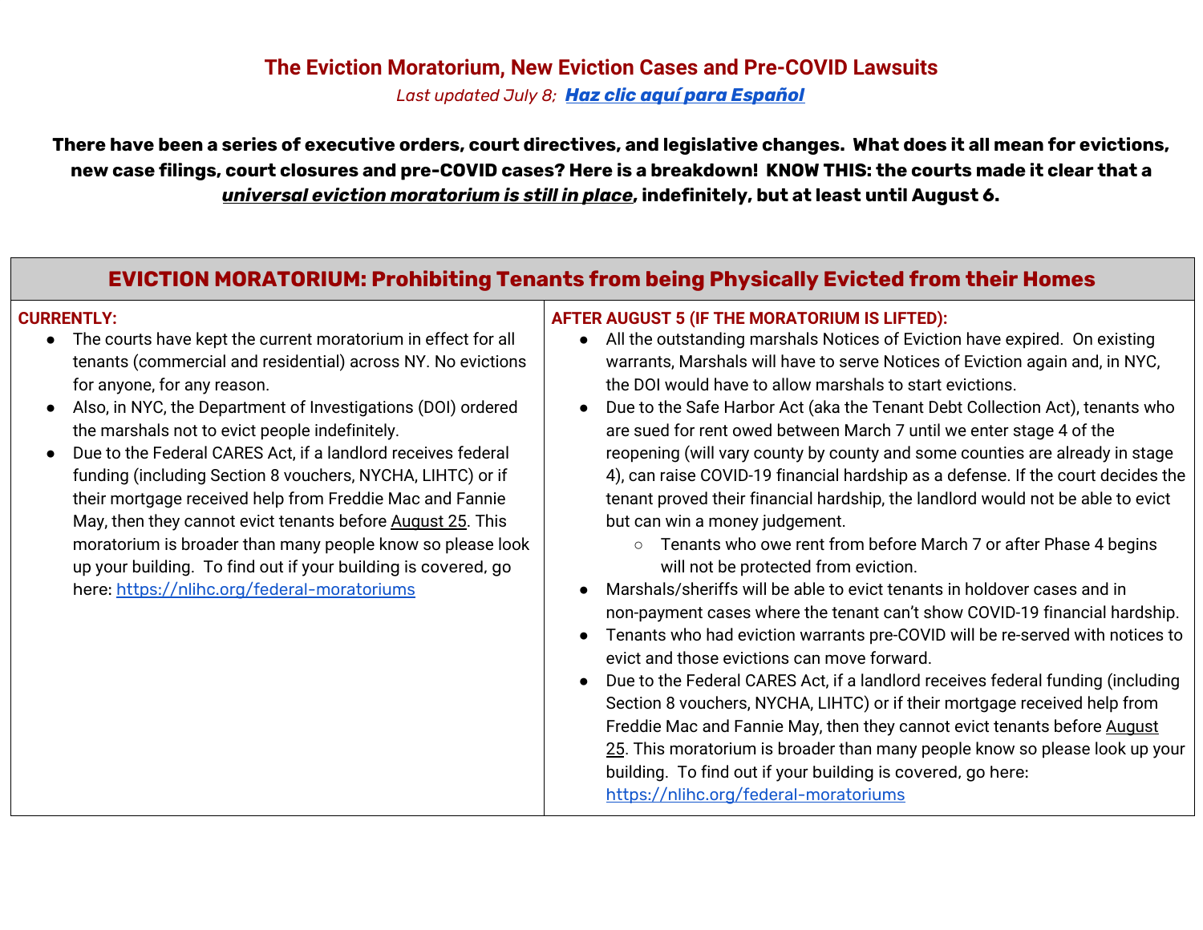# The Eviction Moratorium, New Eviction Cases and Pre-COVID Lawsuits

*Last updated July 8;* ***Haz clic aquí para Español***

**There have been a series of executive orders, court directives, and legislative changes. What does it all mean for evictions, new case filings, court closures and pre-COVID cases? Here is a breakdown! KNOW THIS: the courts made it clear that a *universal eviction moratorium is still in place*, indefinitely, but at least until August 6.**

## EVICTION MORATORIUM: Prohibiting Tenants from being Physically Evicted from their Homes

### CURRENTLY:

- The courts have kept the current moratorium in effect for all tenants (commercial and residential) across NY. No evictions for anyone, for any reason.
- Also, in NYC, the Department of Investigations (DOI) ordered the marshals not to evict people indefinitely.
- Due to the Federal CARES Act, if a landlord receives federal funding (including Section 8 vouchers, NYCHA, LIHTC) or if their mortgage received help from Freddie Mac and Fannie May, then they cannot evict tenants before August 25. This moratorium is broader than many people know so please look up your building. To find out if your building is covered, go here: https://nlihc.org/federal-moratoriums

### AFTER AUGUST 5 (IF THE MORATORIUM IS LIFTED):

- All the outstanding marshals Notices of Eviction have expired. On existing warrants, Marshals will have to serve Notices of Eviction again and, in NYC, the DOI would have to allow marshals to start evictions.
- Due to the Safe Harbor Act (aka the Tenant Debt Collection Act), tenants who are sued for rent owed between March 7 until we enter stage 4 of the reopening (will vary county by county and some counties are already in stage 4), can raise COVID-19 financial hardship as a defense. If the court decides the tenant proved their financial hardship, the landlord would not be able to evict but can win a money judgement.
  - Tenants who owe rent from before March 7 or after Phase 4 begins will not be protected from eviction.
- Marshals/sheriffs will be able to evict tenants in holdover cases and in non-payment cases where the tenant can't show COVID-19 financial hardship.
- Tenants who had eviction warrants pre-COVID will be re-served with notices to evict and those evictions can move forward.
- Due to the Federal CARES Act, if a landlord receives federal funding (including Section 8 vouchers, NYCHA, LIHTC) or if their mortgage received help from Freddie Mac and Fannie May, then they cannot evict tenants before August 25. This moratorium is broader than many people know so please look up your building. To find out if your building is covered, go here: https://nlihc.org/federal-moratoriums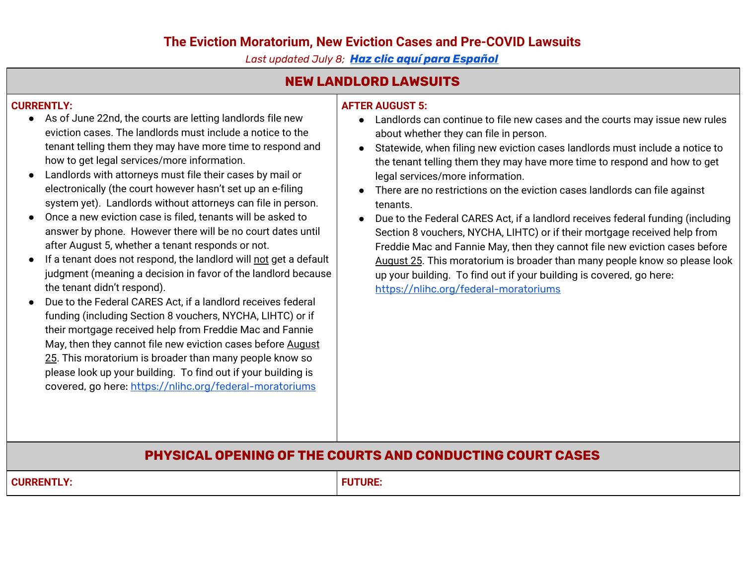## The Eviction Moratorium, New Eviction Cases and Pre-COVID Lawsuits

*Last updated July 8;* ***[Haz clic aquí para Español]***

### NEW LANDLORD LAWSUITS

**CURRENTLY:**

- As of June 22nd, the courts are letting landlords file new eviction cases. The landlords must include a notice to the tenant telling them they may have more time to respond and how to get legal services/more information.
- Landlords with attorneys must file their cases by mail or electronically (the court however hasn't set up an e-filing system yet). Landlords without attorneys can file in person.
- Once a new eviction case is filed, tenants will be asked to answer by phone. However there will be no court dates until after August 5, whether a tenant responds or not.
- If a tenant does not respond, the landlord will <u>not</u> get a default judgment (meaning a decision in favor of the landlord because the tenant didn't respond).
- Due to the Federal CARES Act, if a landlord receives federal funding (including Section 8 vouchers, NYCHA, LIHTC) or if their mortgage received help from Freddie Mac and Fannie May, then they cannot file new eviction cases before <u>August 25</u>. This moratorium is broader than many people know so please look up your building. To find out if your building is covered, go here: https://nlihc.org/federal-moratoriums

**AFTER AUGUST 5:**

- Landlords can continue to file new cases and the courts may issue new rules about whether they can file in person.
- Statewide, when filing new eviction cases landlords must include a notice to the tenant telling them they may have more time to respond and how to get legal services/more information.
- There are no restrictions on the eviction cases landlords can file against tenants.
- Due to the Federal CARES Act, if a landlord receives federal funding (including Section 8 vouchers, NYCHA, LIHTC) or if their mortgage received help from Freddie Mac and Fannie May, then they cannot file new eviction cases before <u>August 25</u>. This moratorium is broader than many people know so please look up your building. To find out if your building is covered, go here: https://nlihc.org/federal-moratoriums

### PHYSICAL OPENING OF THE COURTS AND CONDUCTING COURT CASES

**CURRENTLY:**

**FUTURE:**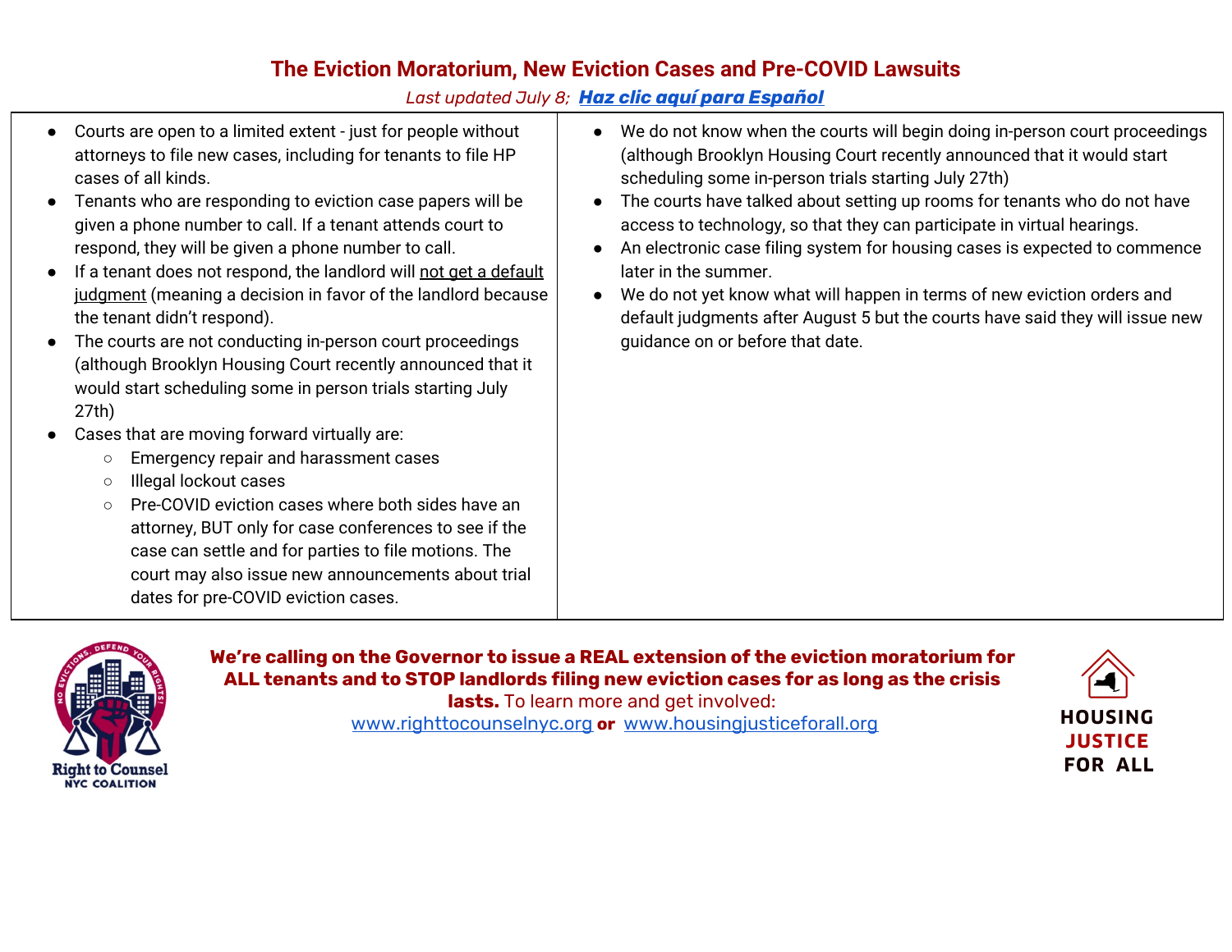## The Eviction Moratorium, New Eviction Cases and Pre-COVID Lawsuits

*Last updated July 8;* ***Haz clic aquí para Español***

- Courts are open to a limited extent - just for people without attorneys to file new cases, including for tenants to file HP cases of all kinds.
- Tenants who are responding to eviction case papers will be given a phone number to call. If a tenant attends court to respond, they will be given a phone number to call.
- If a tenant does not respond, the landlord will not get a default judgment (meaning a decision in favor of the landlord because the tenant didn't respond).
- The courts are not conducting in-person court proceedings (although Brooklyn Housing Court recently announced that it would start scheduling some in person trials starting July 27th)
- Cases that are moving forward virtually are:
  - Emergency repair and harassment cases
  - Illegal lockout cases
  - Pre-COVID eviction cases where both sides have an attorney, BUT only for case conferences to see if the case can settle and for parties to file motions. The court may also issue new announcements about trial dates for pre-COVID eviction cases.
- We do not know when the courts will begin doing in-person court proceedings (although Brooklyn Housing Court recently announced that it would start scheduling some in-person trials starting July 27th)
- The courts have talked about setting up rooms for tenants who do not have access to technology, so that they can participate in virtual hearings.
- An electronic case filing system for housing cases is expected to commence later in the summer.
- We do not yet know what will happen in terms of new eviction orders and default judgments after August 5 but the courts have said they will issue new guidance on or before that date.

Right to Counsel NYC Coalition

**We're calling on the Governor to issue a REAL extension of the eviction moratorium for ALL tenants and to STOP landlords filing new eviction cases for as long as the crisis lasts.** To learn more and get involved: www.righttocounselnyc.org **or** www.housingjusticeforall.org

HOUSING JUSTICE FOR ALL